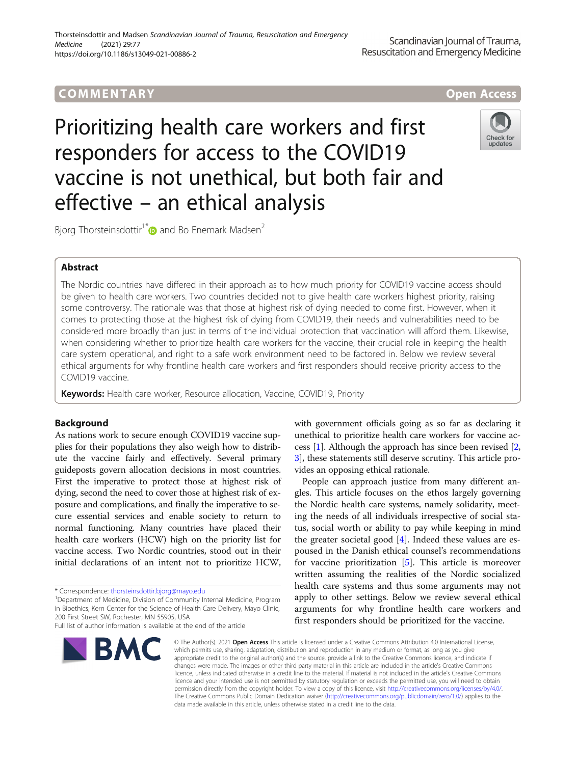COMMENTARY

Open Access

# Prioritizing health care workers and first responders for access to the COVID19 vaccine is not unethical, but both fair and effective – an ethical analysis

Bjorg Thorsteinsdottir[1*] and Bo Enemark Madsen[2]

## Abstract

The Nordic countries have differed in their approach as to how much priority for COVID19 vaccine access should be given to health care workers. Two countries decided not to give health care workers highest priority, raising some controversy. The rationale was that those at highest risk of dying needed to come first. However, when it comes to protecting those at the highest risk of dying from COVID19, their needs and vulnerabilities need to be considered more broadly than just in terms of the individual protection that vaccination will afford them. Likewise, when considering whether to prioritize health care workers for the vaccine, their crucial role in keeping the health care system operational, and right to a safe work environment need to be factored in. Below we review several ethical arguments for why frontline health care workers and first responders should receive priority access to the COVID19 vaccine.

**Keywords:** Health care worker, Resource allocation, Vaccine, COVID19, Priority

## Background

As nations work to secure enough COVID19 vaccine supplies for their populations they also weigh how to distribute the vaccine fairly and effectively. Several primary guideposts govern allocation decisions in most countries. First the imperative to protect those at highest risk of dying, second the need to cover those at highest risk of exposure and complications, and finally the imperative to secure essential services and enable society to return to normal functioning. Many countries have placed their health care workers (HCW) high on the priority list for vaccine access. Two Nordic countries, stood out in their initial declarations of an intent not to prioritize HCW, with government officials going as so far as declaring it unethical to prioritize health care workers for vaccine access [1]. Although the approach has since been revised [2, 3], these statements still deserve scrutiny. This article provides an opposing ethical rationale.

People can approach justice from many different angles. This article focuses on the ethos largely governing the Nordic health care systems, namely solidarity, meeting the needs of all individuals irrespective of social status, social worth or ability to pay while keeping in mind the greater societal good [4]. Indeed these values are espoused in the Danish ethical counsel's recommendations for vaccine prioritization [5]. This article is moreover written assuming the realities of the Nordic socialized health care systems and thus some arguments may not apply to other settings. Below we review several ethical arguments for why frontline health care workers and first responders should be prioritized for the vaccine.

\* Correspondence: thorsteinsdottir.bjorg@mayo.edu

[1]Department of Medicine, Division of Community Internal Medicine, Program in Bioethics, Kern Center for the Science of Health Care Delivery, Mayo Clinic, 200 First Street SW, Rochester, MN 55905, USA

Full list of author information is available at the end of the article

© The Author(s). 2021 **Open Access** This article is licensed under a Creative Commons Attribution 4.0 International License, which permits use, sharing, adaptation, distribution and reproduction in any medium or format, as long as you give appropriate credit to the original author(s) and the source, provide a link to the Creative Commons licence, and indicate if changes were made. The images or other third party material in this article are included in the article's Creative Commons licence, unless indicated otherwise in a credit line to the material. If material is not included in the article's Creative Commons licence and your intended use is not permitted by statutory regulation or exceeds the permitted use, you will need to obtain permission directly from the copyright holder. To view a copy of this licence, visit http://creativecommons.org/licenses/by/4.0/. The Creative Commons Public Domain Dedication waiver (http://creativecommons.org/publicdomain/zero/1.0/) applies to the data made available in this article, unless otherwise stated in a credit line to the data.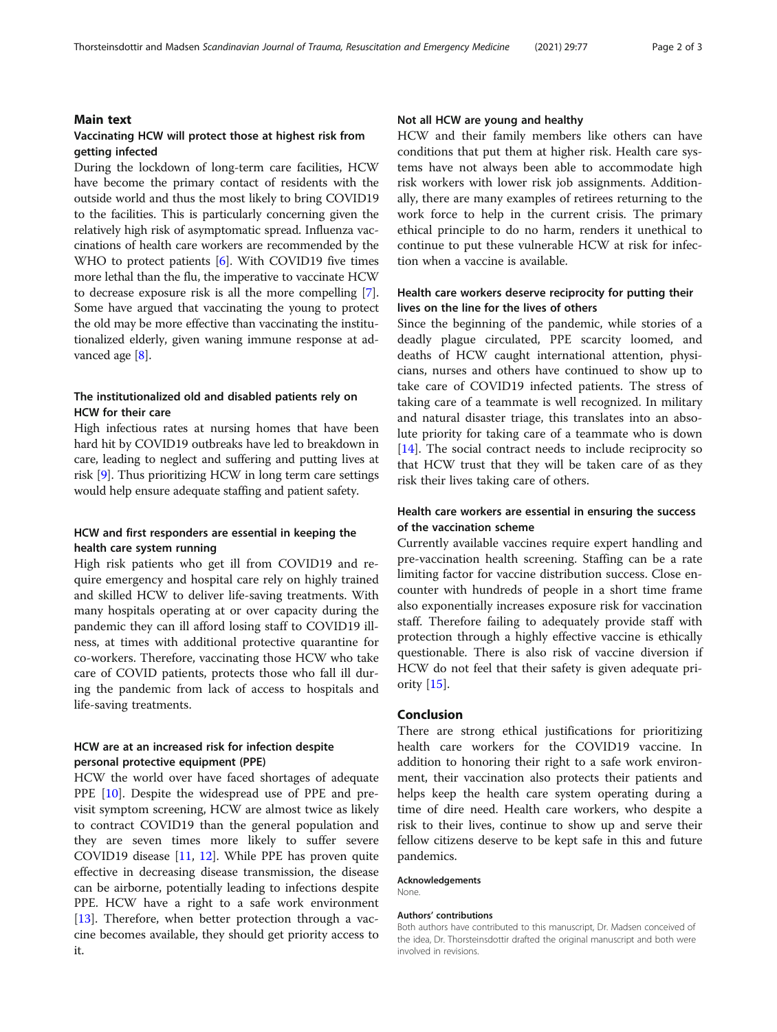## Main text

### Vaccinating HCW will protect those at highest risk from getting infected

During the lockdown of long-term care facilities, HCW have become the primary contact of residents with the outside world and thus the most likely to bring COVID19 to the facilities. This is particularly concerning given the relatively high risk of asymptomatic spread. Influenza vaccinations of health care workers are recommended by the WHO to protect patients [6]. With COVID19 five times more lethal than the flu, the imperative to vaccinate HCW to decrease exposure risk is all the more compelling [7]. Some have argued that vaccinating the young to protect the old may be more effective than vaccinating the institutionalized elderly, given waning immune response at advanced age [8].

### The institutionalized old and disabled patients rely on HCW for their care

High infectious rates at nursing homes that have been hard hit by COVID19 outbreaks have led to breakdown in care, leading to neglect and suffering and putting lives at risk [9]. Thus prioritizing HCW in long term care settings would help ensure adequate staffing and patient safety.

### HCW and first responders are essential in keeping the health care system running

High risk patients who get ill from COVID19 and require emergency and hospital care rely on highly trained and skilled HCW to deliver life-saving treatments. With many hospitals operating at or over capacity during the pandemic they can ill afford losing staff to COVID19 illness, at times with additional protective quarantine for co-workers. Therefore, vaccinating those HCW who take care of COVID patients, protects those who fall ill during the pandemic from lack of access to hospitals and life-saving treatments.

### HCW are at an increased risk for infection despite personal protective equipment (PPE)

HCW the world over have faced shortages of adequate PPE [10]. Despite the widespread use of PPE and pre-visit symptom screening, HCW are almost twice as likely to contract COVID19 than the general population and they are seven times more likely to suffer severe COVID19 disease [11, 12]. While PPE has proven quite effective in decreasing disease transmission, the disease can be airborne, potentially leading to infections despite PPE. HCW have a right to a safe work environment [13]. Therefore, when better protection through a vaccine becomes available, they should get priority access to it.

### Not all HCW are young and healthy

HCW and their family members like others can have conditions that put them at higher risk. Health care systems have not always been able to accommodate high risk workers with lower risk job assignments. Additionally, there are many examples of retirees returning to the work force to help in the current crisis. The primary ethical principle to do no harm, renders it unethical to continue to put these vulnerable HCW at risk for infection when a vaccine is available.

### Health care workers deserve reciprocity for putting their lives on the line for the lives of others

Since the beginning of the pandemic, while stories of a deadly plague circulated, PPE scarcity loomed, and deaths of HCW caught international attention, physicians, nurses and others have continued to show up to take care of COVID19 infected patients. The stress of taking care of a teammate is well recognized. In military and natural disaster triage, this translates into an absolute priority for taking care of a teammate who is down [14]. The social contract needs to include reciprocity so that HCW trust that they will be taken care of as they risk their lives taking care of others.

### Health care workers are essential in ensuring the success of the vaccination scheme

Currently available vaccines require expert handling and pre-vaccination health screening. Staffing can be a rate limiting factor for vaccine distribution success. Close encounter with hundreds of people in a short time frame also exponentially increases exposure risk for vaccination staff. Therefore failing to adequately provide staff with protection through a highly effective vaccine is ethically questionable. There is also risk of vaccine diversion if HCW do not feel that their safety is given adequate priority [15].

## Conclusion

There are strong ethical justifications for prioritizing health care workers for the COVID19 vaccine. In addition to honoring their right to a safe work environment, their vaccination also protects their patients and helps keep the health care system operating during a time of dire need. Health care workers, who despite a risk to their lives, continue to show up and serve their fellow citizens deserve to be kept safe in this and future pandemics.

#### Acknowledgements

None.

#### Authors' contributions

Both authors have contributed to this manuscript, Dr. Madsen conceived of the idea, Dr. Thorsteinsdottir drafted the original manuscript and both were involved in revisions.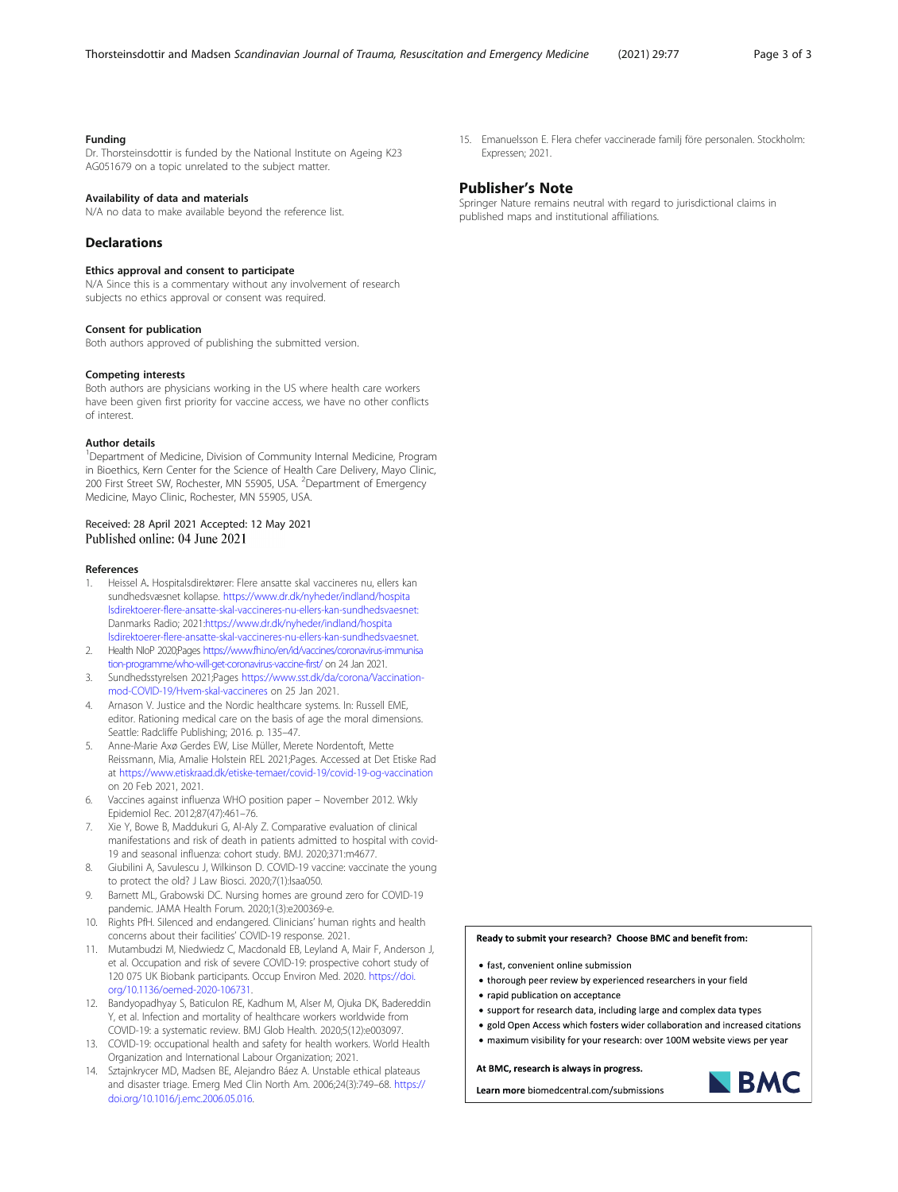### Funding

Dr. Thorsteinsdottir is funded by the National Institute on Ageing K23 AG051679 on a topic unrelated to the subject matter.

### Availability of data and materials

N/A no data to make available beyond the reference list.

## Declarations

### Ethics approval and consent to participate

N/A Since this is a commentary without any involvement of research subjects no ethics approval or consent was required.

### Consent for publication

Both authors approved of publishing the submitted version.

### Competing interests

Both authors are physicians working in the US where health care workers have been given first priority for vaccine access, we have no other conflicts of interest.

### Author details

[1]Department of Medicine, Division of Community Internal Medicine, Program in Bioethics, Kern Center for the Science of Health Care Delivery, Mayo Clinic, 200 First Street SW, Rochester, MN 55905, USA. [2]Department of Emergency Medicine, Mayo Clinic, Rochester, MN 55905, USA.

Received: 28 April 2021 Accepted: 12 May 2021
Published online: 04 June 2021

### References

1. Heissel A. Hospitalsdirektører: Flere ansatte skal vaccineres nu, ellers kan sundhedsvæsnet kollapse. https://www.dr.dk/nyheder/indland/hospitalsdirektoerer-flere-ansatte-skal-vaccineres-nu-ellers-kan-sundhedsvaesnet: Danmarks Radio; 2021:https://www.dr.dk/nyheder/indland/hospitalsdirektoerer-flere-ansatte-skal-vaccineres-nu-ellers-kan-sundhedsvaesnet.
2. Health NIoP 2020;Pages https://www.fhi.no/en/id/vaccines/coronavirus-immunisation-programme/who-will-get-coronavirus-vaccine-first/ on 24 Jan 2021.
3. Sundhedsstyrelsen 2021;Pages https://www.sst.dk/da/corona/Vaccination-mod-COVID-19/Hvem-skal-vaccineres on 25 Jan 2021.
4. Arnason V. Justice and the Nordic healthcare systems. In: Russell EME, editor. Rationing medical care on the basis of age the moral dimensions. Seattle: Radcliffe Publishing; 2016. p. 135–47.
5. Anne-Marie Axø Gerdes EW, Lise Müller, Merete Nordentoft, Mette Reissmann, Mia, Amalie Holstein REL 2021;Pages. Accessed at Det Etiske Rad at https://www.etiskraad.dk/etiske-temaer/covid-19/covid-19-og-vaccination on 20 Feb 2021, 2021.
6. Vaccines against influenza WHO position paper – November 2012. Wkly Epidemiol Rec. 2012;87(47):461–76.
7. Xie Y, Bowe B, Maddukuri G, Al-Aly Z. Comparative evaluation of clinical manifestations and risk of death in patients admitted to hospital with covid-19 and seasonal influenza: cohort study. BMJ. 2020;371:m4677.
8. Giubilini A, Savulescu J, Wilkinson D. COVID-19 vaccine: vaccinate the young to protect the old? J Law Biosci. 2020;7(1):lsaa050.
9. Barnett ML, Grabowski DC. Nursing homes are ground zero for COVID-19 pandemic. JAMA Health Forum. 2020;1(3):e200369-e.
10. Rights PfH. Silenced and endangered. Clinicians' human rights and health concerns about their facilities' COVID-19 response. 2021.
11. Mutambudzi M, Niedwiedz C, Macdonald EB, Leyland A, Mair F, Anderson J, et al. Occupation and risk of severe COVID-19: prospective cohort study of 120 075 UK Biobank participants. Occup Environ Med. 2020. https://doi.org/10.1136/oemed-2020-106731.
12. Bandyopadhyay S, Baticulon RE, Kadhum M, Alser M, Ojuka DK, Badereddin Y, et al. Infection and mortality of healthcare workers worldwide from COVID-19: a systematic review. BMJ Glob Health. 2020;5(12):e003097.
13. COVID-19: occupational health and safety for health workers. World Health Organization and International Labour Organization; 2021.
14. Sztajnkrycer MD, Madsen BE, Alejandro Báez A. Unstable ethical plateaus and disaster triage. Emerg Med Clin North Am. 2006;24(3):749–68. https://doi.org/10.1016/j.emc.2006.05.016.
15. Emanuelsson E. Flera chefer vaccinerade familj före personalen. Stockholm: Expressen; 2021.

## Publisher's Note

Springer Nature remains neutral with regard to jurisdictional claims in published maps and institutional affiliations.

**Ready to submit your research? Choose BMC and benefit from:**

- fast, convenient online submission
- thorough peer review by experienced researchers in your field
- rapid publication on acceptance
- support for research data, including large and complex data types
- gold Open Access which fosters wider collaboration and increased citations
- maximum visibility for your research: over 100M website views per year

**At BMC, research is always in progress.**

**Learn more** biomedcentral.com/submissions